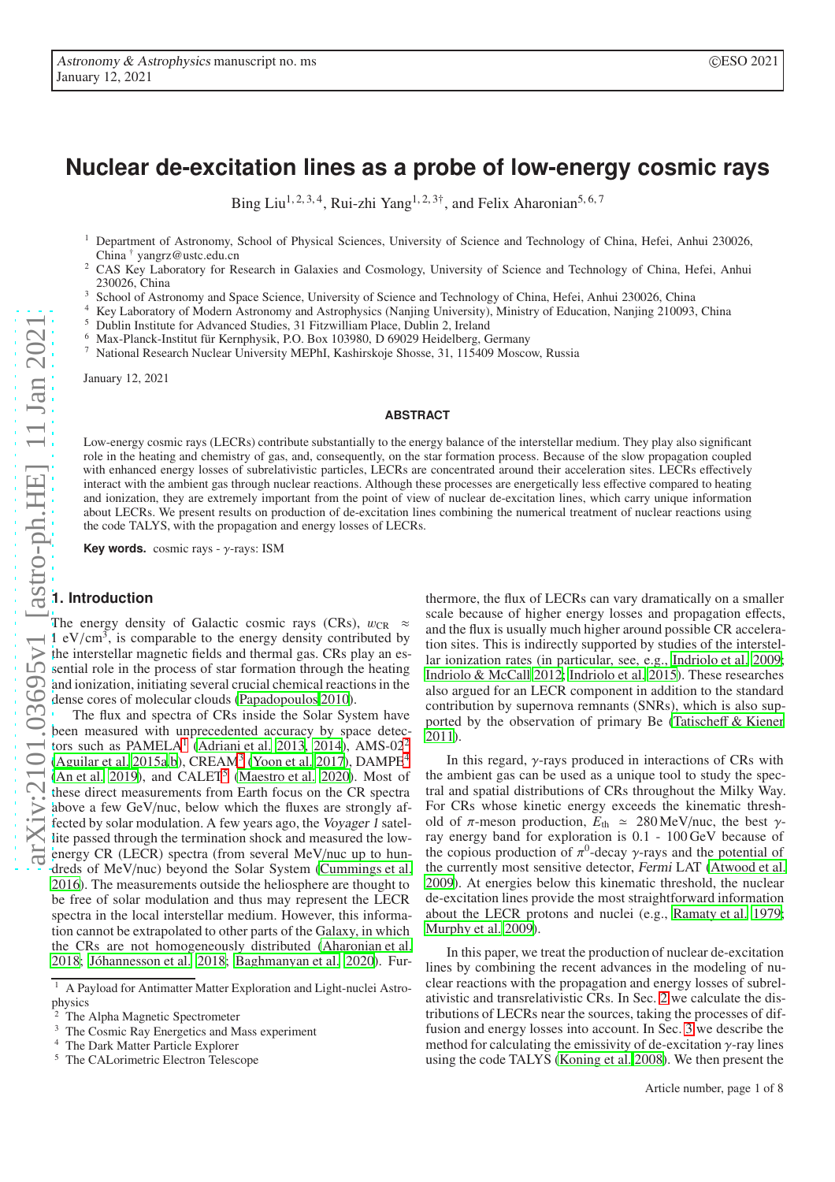# Nuclear de-excitation lines as a probe of low-energy cosmic rays

Bing Liu[1,2,3,4], Rui-zhi Yang[1,2,3†], and Felix Aharonian[5,6,7]

[1] Department of Astronomy, School of Physical Sciences, University of Science and Technology of China, Hefei, Anhui 230026, China † yangrz@ustc.edu.cn

[2] CAS Key Laboratory for Research in Galaxies and Cosmology, University of Science and Technology of China, Hefei, Anhui 230026, China

[3] School of Astronomy and Space Science, University of Science and Technology of China, Hefei, Anhui 230026, China

[4] Key Laboratory of Modern Astronomy and Astrophysics (Nanjing University), Ministry of Education, Nanjing 210093, China

[5] Dublin Institute for Advanced Studies, 31 Fitzwilliam Place, Dublin 2, Ireland

[6] Max-Planck-Institut für Kernphysik, P.O. Box 103980, D 69029 Heidelberg, Germany

[7] National Research Nuclear University MEPhI, Kashirskoje Shosse, 31, 115409 Moscow, Russia

January 12, 2021

## ABSTRACT

Low-energy cosmic rays (LECRs) contribute substantially to the energy balance of the interstellar medium. They play also significant role in the heating and chemistry of gas, and, consequently, on the star formation process. Because of the slow propagation coupled with enhanced energy losses of subrelativistic particles, LECRs are concentrated around their acceleration sites. LECRs effectively interact with the ambient gas through nuclear reactions. Although these processes are energetically less effective compared to heating and ionization, they are extremely important from the point of view of nuclear de-excitation lines, which carry unique information about LECRs. We present results on production of de-excitation lines combining the numerical treatment of nuclear reactions using the code TALYS, with the propagation and energy losses of LECRs.

**Key words.** cosmic rays - $\gamma$-rays: ISM

## 1. Introduction

The energy density of Galactic cosmic rays (CRs), $w_{\rm CR} \approx 1\ {\rm eV/cm^3}$, is comparable to the energy density contributed by the interstellar magnetic fields and thermal gas. CRs play an essential role in the process of star formation through the heating and ionization, initiating several crucial chemical reactions in the dense cores of molecular clouds (Papadopoulos 2010).

The flux and spectra of CRs inside the Solar System have been measured with unprecedented accuracy by space detectors such as PAMELA[1] (Adriani et al. 2013, 2014), AMS-02[2] (Aguilar et al. 2015a,b), CREAM[3] (Yoon et al. 2017), DAMPE[4] (An et al. 2019), and CALET[5] (Maestro et al. 2020). Most of these direct measurements from Earth focus on the CR spectra above a few GeV/nuc, below which the fluxes are strongly affected by solar modulation. A few years ago, the *Voyager 1* satellite passed through the termination shock and measured the low-energy CR (LECR) spectra (from several MeV/nuc up to hundreds of MeV/nuc) beyond the Solar System (Cummings et al. 2016). The measurements outside the heliosphere are thought to be free of solar modulation and thus may represent the LECR spectra in the local interstellar medium. However, this information cannot be extrapolated to other parts of the Galaxy, in which the CRs are not homogeneously distributed (Aharonian et al. 2018; Jóhannesson et al. 2018; Baghmanyan et al. 2020). Furthermore, the flux of LECRs can vary dramatically on a smaller scale because of higher energy losses and propagation effects, and the flux is usually much higher around possible CR acceleration sites. This is indirectly supported by studies of the interstellar ionization rates (in particular, see, e.g., Indriolo et al. 2009; Indriolo & McCall 2012; Indriolo et al. 2015). These researches also argued for an LECR component in addition to the standard contribution by supernova remnants (SNRs), which is also supported by the observation of primary Be (Tatischeff & Kiener 2011).

In this regard, $\gamma$-rays produced in interactions of CRs with the ambient gas can be used as a unique tool to study the spectral and spatial distributions of CRs throughout the Milky Way. For CRs whose kinetic energy exceeds the kinematic threshold of $\pi$-meson production, $E_{\rm th} \simeq 280\,{\rm MeV/nuc}$, the best $\gamma$-ray energy band for exploration is 0.1 - 100 GeV because of the copious production of $\pi^0$-decay $\gamma$-rays and the potential of the currently most sensitive detector, *Fermi* LAT (Atwood et al. 2009). At energies below this kinematic threshold, the nuclear de-excitation lines provide the most straightforward information about the LECR protons and nuclei (e.g., Ramaty et al. 1979; Murphy et al. 2009).

In this paper, we treat the production of nuclear de-excitation lines by combining the recent advances in the modeling of nuclear reactions with the propagation and energy losses of subrelativistic and transrelativistic CRs. In Sec. 2 we calculate the distributions of LECRs near the sources, taking the processes of diffusion and energy losses into account. In Sec. 3 we describe the method for calculating the emissivity of de-excitation $\gamma$-ray lines using the code TALYS (Koning et al. 2008). We then present the

---

[1] A Payload for Antimatter Matter Exploration and Light-nuclei Astrophysics

[2] The Alpha Magnetic Spectrometer

[3] The Cosmic Ray Energetics and Mass experiment

[4] The Dark Matter Particle Explorer

[5] The CALorimetric Electron Telescope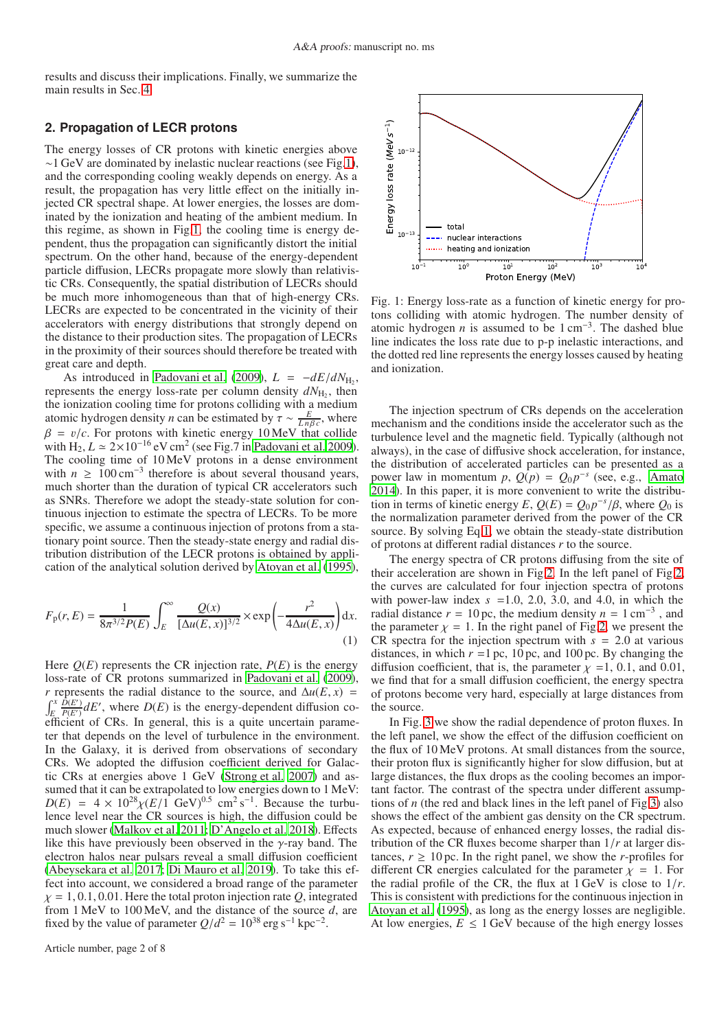results and discuss their implications. Finally, we summarize the main results in Sec. 4.

## 2. Propagation of LECR protons

The energy losses of CR protons with kinetic energies above ∼1 GeV are dominated by inelastic nuclear reactions (see Fig.1), and the corresponding cooling weakly depends on energy. As a result, the propagation has very little effect on the initially injected CR spectral shape. At lower energies, the losses are dominated by the ionization and heating of the ambient medium. In this regime, as shown in Fig.1, the cooling time is energy dependent, thus the propagation can significantly distort the initial spectrum. On the other hand, because of the energy-dependent particle diffusion, LECRs propagate more slowly than relativistic CRs. Consequently, the spatial distribution of LECRs should be much more inhomogeneous than that of high-energy CRs. LECRs are expected to be concentrated in the vicinity of their accelerators with energy distributions that strongly depend on the distance to their production sites. The propagation of LECRs in the proximity of their sources should therefore be treated with great care and depth.

As introduced in Padovani et al. (2009), $L = -dE/dN_{H_2}$, represents the energy loss-rate per column density $dN_{H_2}$, then the ionization cooling time for protons colliding with a medium atomic hydrogen density $n$ can be estimated by $\tau \sim \frac{E}{Ln\beta c}$, where $\beta = v/c$. For protons with kinetic energy 10 MeV that collide with $H_2$, $L \simeq 2{\times}10^{-16}$ eV cm$^2$ (see Fig.7 in Padovani et al. 2009). The cooling time of 10 MeV protons in a dense environment with $n \geq 100\,\mathrm{cm}^{-3}$ therefore is about several thousand years, much shorter than the duration of typical CR accelerators such as SNRs. Therefore we adopt the steady-state solution for continuous injection to estimate the spectra of LECRs. To be more specific, we assume a continuous injection of protons from a stationary point source. Then the steady-state energy and radial distribution distribution of the LECR protons is obtained by application of the analytical solution derived by Atoyan et al. (1995),

$$F_{\mathrm{p}}(r,E) = \frac{1}{8\pi^{3/2}P(E)}\int_E^{\infty}\frac{Q(x)}{[\Delta u(E,x)]^{3/2}}\times\exp\left(-\frac{r^2}{4\Delta u(E,x)}\right)\mathrm{d}x. \quad (1)$$

Here $Q(E)$ represents the CR injection rate, $P(E)$ is the energy loss-rate of CR protons summarized in Padovani et al. (2009), $r$ represents the radial distance to the source, and $\Delta u(E,x) = \int_E^x \frac{D(E')}{P(E')}dE'$, where $D(E)$ is the energy-dependent diffusion coefficient of CRs. In general, this is a quite uncertain parameter that depends on the level of turbulence in the environment. In the Galaxy, it is derived from observations of secondary CRs. We adopted the diffusion coefficient derived for Galactic CRs at energies above 1 GeV (Strong et al. 2007) and assumed that it can be extrapolated to low energies down to 1 MeV: $D(E) = 4\times10^{28}\chi(E/1\ \mathrm{GeV})^{0.5}\ \mathrm{cm^2\,s^{-1}}$. Because the turbulence level near the CR sources is high, the diffusion could be much slower (Malkov et al. 2011; D'Angelo et al. 2018). Effects like this have previously been observed in the $\gamma$-ray band. The electron halos near pulsars reveal a small diffusion coefficient (Abeysekara et al. 2017; Di Mauro et al. 2019). To take this effect into account, we considered a broad range of the parameter $\chi = 1, 0.1, 0.01$. Here the total proton injection rate $Q$, integrated from 1 MeV to 100 MeV, and the distance of the source $d$, are fixed by the value of parameter $Q/d^2 = 10^{38}\ \mathrm{erg\,s^{-1}\,kpc^{-2}}$.

Fig. 1: Energy loss-rate as a function of kinetic energy for protons colliding with atomic hydrogen. The number density of atomic hydrogen $n$ is assumed to be $1\,\mathrm{cm}^{-3}$. The dashed blue line indicates the loss rate due to p-p inelastic interactions, and the dotted red line represents the energy losses caused by heating and ionization.

The injection spectrum of CRs depends on the acceleration mechanism and the conditions inside the accelerator such as the turbulence level and the magnetic field. Typically (although not always), in the case of diffusive shock acceleration, for instance, the distribution of accelerated particles can be presented as a power law in momentum $p$, $Q(p) = Q_0 p^{-s}$ (see, e.g., Amato 2014). In this paper, it is more convenient to write the distribution in terms of kinetic energy $E$, $Q(E) = Q_0 p^{-s}/\beta$, where $Q_0$ is the normalization parameter derived from the power of the CR source. By solving Eq.1, we obtain the steady-state distribution of protons at different radial distances $r$ to the source.

The energy spectra of CR protons diffusing from the site of their acceleration are shown in Fig.2. In the left panel of Fig.2, the curves are calculated for four injection spectra of protons with power-law index $s$ =1.0, 2.0, 3.0, and 4.0, in which the radial distance $r$ = 10 pc, the medium density $n = 1\,\mathrm{cm}^{-3}$, and the parameter $\chi = 1$. In the right panel of Fig.2, we present the CR spectra for the injection spectrum with $s = 2.0$ at various distances, in which $r$ =1 pc, 10 pc, and with 10 pc. By changing the diffusion coefficient, that is, the parameter $\chi$ =1, 0.1, and 0.01, we find that for a small diffusion coefficient, the energy spectra of protons become very hard, especially at large distances from the source.

In Fig. 3 we show the radial dependence of proton fluxes. In the left panel, we show the effect of the diffusion coefficient on the flux of 10 MeV protons. At small distances from the source, their proton flux is significantly higher for slow diffusion, but at large distances, the flux drops as the cooling becomes an important factor. The contrast of the spectra under different assumptions of $n$ (the red and black lines in the left panel of Fig.3) also shows the effect of the ambient gas density on the CR spectrum. As expected, because of enhanced energy losses, the radial distribution of the CR fluxes become sharper than $1/r$ at larger distances, $r \geq 10$ pc. In the right panel, we show the $r$-profiles for different CR energies calculated for the parameter $\chi = 1$. For the radial profile of the CR, the flux at 1 GeV is close to $1/r$. This is consistent with predictions for the continuous injection in Atoyan et al. (1995), as long as the energy losses are negligible. At low energies, $E \leq 1$ GeV because of the high energy losses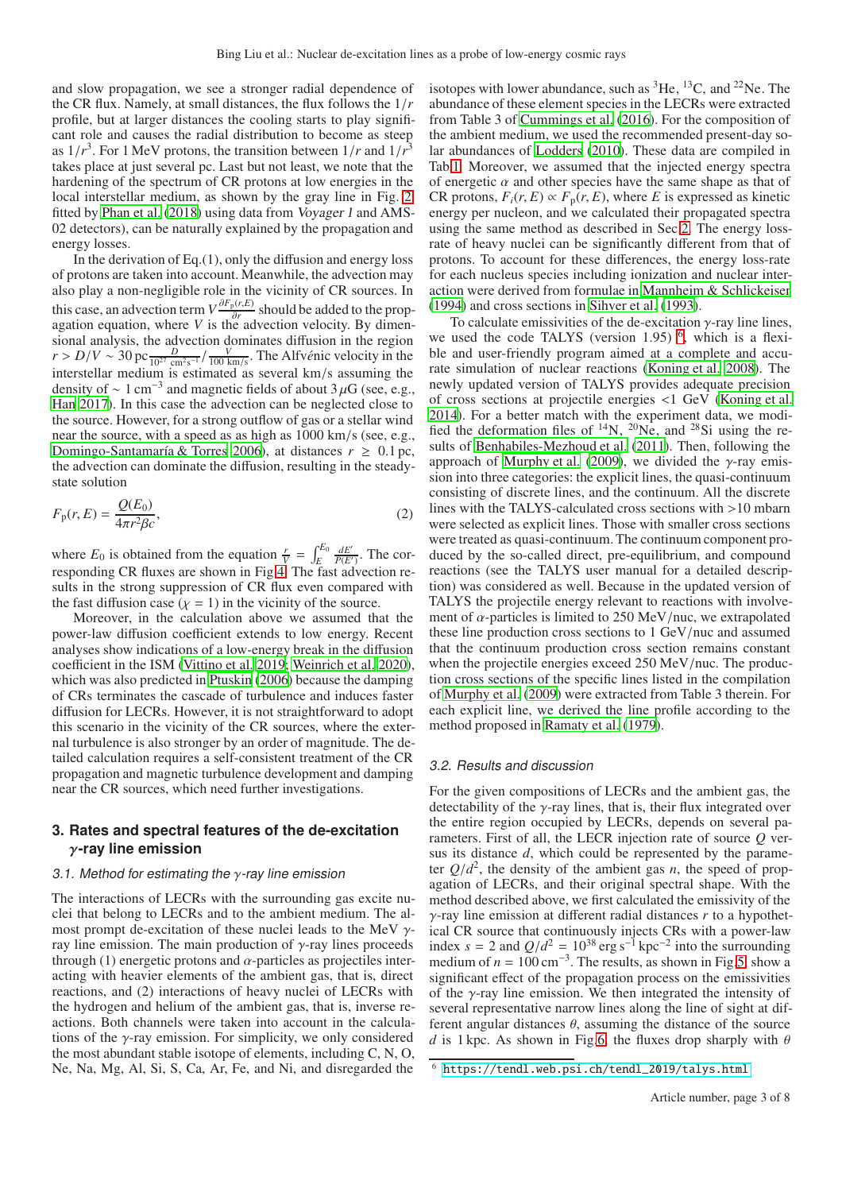and slow propagation, we see a stronger radial dependence of the CR flux. Namely, at small distances, the flux follows the $1/r$ profile, but at larger distances the cooling starts to play significant role and causes the radial distribution to become as steep as $1/r^3$. For 1 MeV protons, the transition between $1/r$ and $1/r^3$ takes place at just several pc. Last but not least, we note that the hardening of the spectrum of CR protons at low energies in the local interstellar medium, as shown by the gray line in Fig. 2 fitted by Phan et al. (2018) using data from *Voyager 1* and AMS-02 detectors), can be naturally explained by the propagation and energy losses.

In the derivation of Eq.(1), only the diffusion and energy loss of protons are taken into account. Meanwhile, the advection may also play a non-negligible role in the vicinity of CR sources. In this case, an advection term $V\frac{\partial F_p(r,E)}{\partial r}$ should be added to the propagation equation, where $V$ is the advection velocity. By dimensional analysis, the advection dominates diffusion in the region $r > D/V \sim 30\,\mathrm{pc}\,\frac{D}{10^{27}\,\mathrm{cm^2 s^{-1}}}/\frac{V}{100\,\mathrm{km/s}}$. The Alfvénic velocity in the interstellar medium is estimated as several km/s assuming the density of $\sim 1\,\mathrm{cm^{-3}}$ and magnetic fields of about $3\,\mu\mathrm{G}$ (see, e.g., Han 2017). In this case the advection can be neglected close to the source. However, for a strong outflow of gas or a stellar wind near the source, with a speed as as high as 1000 km/s (see, e.g., Domingo-Santamaría & Torres 2006), at distances $r \geq 0.1\,\mathrm{pc}$, the advection can dominate the diffusion, resulting in the steady-state solution

$$F_p(r, E) = \frac{Q(E_0)}{4\pi r^2 \beta c}, \tag{2}$$

where $E_0$ is obtained from the equation $\frac{r}{V} = \int_E^{E_0} \frac{dE'}{P(E')}$. The corresponding CR fluxes are shown in Fig.4. The fast advection results in the strong suppression of CR flux even compared with the fast diffusion case ($\chi = 1$) in the vicinity of the source.

Moreover, in the calculation above we assumed that the power-law diffusion coefficient extends to low energy. Recent analyses show indications of a low-energy break in the diffusion coefficient in the ISM (Vittino et al. 2019; Weinrich et al. 2020), which was also predicted in Ptuskin (2006) because the damping of CRs terminates the cascade of turbulence and induces faster diffusion for LECRs. However, it is not straightforward to adopt this scenario in the vicinity of the CR sources, where the external turbulence is also stronger by an order of magnitude. The detailed calculation requires a self-consistent treatment of the CR propagation and magnetic turbulence development and damping near the CR sources, which need further investigations.

## 3. Rates and spectral features of the de-excitation $\gamma$-ray line emission

### 3.1. Method for estimating the $\gamma$-ray line emission

The interactions of LECRs with the surrounding gas excite nuclei that belong to LECRs and to the ambient medium. The almost prompt de-excitation of these nuclei leads to the MeV $\gamma$-ray line emission. The main production of $\gamma$-ray lines proceeds through (1) energetic protons and $\alpha$-particles as projectiles interacting with heavier elements of the ambient gas, that is, direct reactions, and (2) interactions of heavy nuclei of LECRs with the hydrogen and helium of the ambient gas, that is, inverse reactions. Both channels were taken into account in the calculations of the $\gamma$-ray emission. For simplicity, we only considered the most abundant stable isotope of elements, including C, N, O, Ne, Na, Mg, Al, Si, S, Ca, Ar, Fe, and Ni, and disregarded the isotopes with lower abundance, such as $^3$He, $^{13}$C, and $^{22}$Ne. The abundance of these element species in the LECRs were extracted from the Table 3 of Cummings et al. (2016). For the composition of the ambient medium, we used the recommended present-day solar abundances of Lodders (2010). These data are compiled in Tab.1. Moreover, we assumed that the injected energy spectra of energetic $\alpha$ and other species have the same shape as that of CR protons, $F_i(r, E) \propto F_p(r, E)$, where $E$ is expressed as kinetic energy per nucleon, and we calculated their propagated spectra using the same method as described in Sec.2. The energy loss-rate of heavy nuclei can be significantly different from that of protons. To account for these differences, the energy loss-rate for each nucleus species including ionization and nuclear interaction were derived from formulae in Mannheim & Schlickeiser (1994) and cross sections in Sihver et al. (1993).

To calculate emissivities of the de-excitation $\gamma$-ray line lines, we used the code TALYS (version 1.95) [6], which is a flexible and user-friendly program aimed at a complete and accurate simulation of nuclear reactions (Koning et al. 2008). The newly updated version of TALYS provides adequate precision of cross sections at projectile energies <1 GeV (Koning et al. 2014). For a better match with the experiment data, we modified the deformation files of $^{14}$N, $^{20}$Ne, and $^{28}$Si using the results of Benhabiles-Mezhoud et al. (2011). Then, following the approach of Murphy et al. (2009), we divided the $\gamma$-ray emission into three categories: the explicit lines, the quasi-continuum consisting of discrete lines, and the continuum. All the discrete lines with the TALYS-calculated cross sections with >10 mbarn were selected as explicit lines. Those with smaller cross sections were treated as quasi-continuum. The continuum component produced by the so-called direct, pre-equilibrium, and compound reactions (see the TALYS user manual for a detailed description) was considered as well. Because in the updated version of TALYS the projectile energy relevant to reactions with involvement of $\alpha$-particles is limited to 250 MeV/nuc, we extrapolated these line production cross sections to 1 GeV/nuc and assumed that the continuum production cross section remains constant when the projectile energies exceed 250 MeV/nuc. The production cross sections of the specific lines listed in the compilation of Murphy et al. (2009) were extracted from Table 3 therein. For each explicit line, we derived the line profile according to the method proposed in Ramaty et al. (1979).

### 3.2. Results and discussion

For the given compositions of LECRs and the ambient gas, the detectability of the $\gamma$-ray lines, that is, their flux integrated over the entire region occupied by LECRs, depends on several parameters. First of all, the LECR injection rate of source $Q$ versus its distance $d$, which could be represented by the parameter $Q/d^2$, the density of the ambient gas $n$, the speed of propagation of LECRs, and their original spectral shape. With the method described above, we first calculated the emissivity of the $\gamma$-ray line emission at different radial distances $r$ to a hypothetical CR source that continuously injects CRs with a power-law index $s = 2$ and $Q/d^2 = 10^{38}\,\mathrm{erg\,s^{-1}\,kpc^{-2}}$ into the surrounding medium of $n = 100\,\mathrm{cm^{-3}}$. The results, as shown in Fig.5, show a significant effect of the propagation process on the emissivities of the $\gamma$-ray line emission. We then integrated the intensity of several representative narrow lines along the line of sight at different angular distances $\theta$, assuming the distance of the source $d$ is 1 kpc. As shown in Fig.6, the fluxes drop sharply with $\theta$

[6] https://tendl.web.psi.ch/tendl_2019/talys.html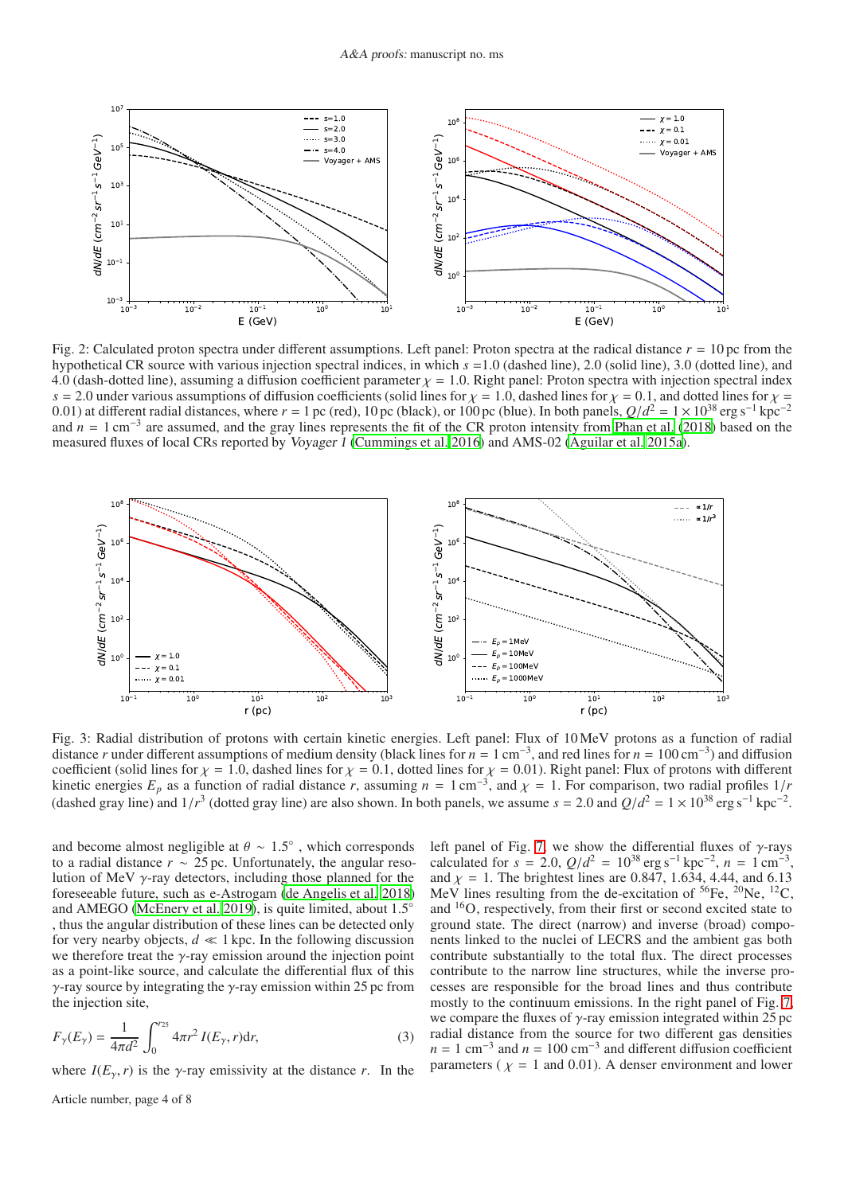Fig. 2: Calculated proton spectra under different assumptions. Left panel: Proton spectra at the radical distance $r = 10\,\mathrm{pc}$ from the hypothetical CR source with various injection spectral indices, in which $s = 1.0$ (dashed line), 2.0 (solid line), 3.0 (dotted line), and 4.0 (dash-dotted line), assuming a diffusion coefficient parameter $\chi = 1.0$. Right panel: Proton spectra with injection spectral index $s = 2.0$ under various assumptions of diffusion coefficients (solid lines for $\chi = 1.0$, dashed lines for $\chi = 0.1$, and dotted lines for $\chi = 0.01$) at different radial distances, where $r = 1\,\mathrm{pc}$ (red), 10 pc (black), or 100 pc (blue). In both panels, $Q/d^2 = 1 \times 10^{38}\,\mathrm{erg\,s^{-1}\,kpc^{-2}}$ and $n = 1\,\mathrm{cm^{-3}}$ are assumed, and the gray lines represents the fit of the CR proton intensity from Phan et al. (2018) based on the measured fluxes of local CRs reported by *Voyager 1* (Cummings et al. 2016) and AMS-02 (Aguilar et al. 2015a).

Fig. 3: Radial distribution of protons with certain kinetic energies. Left panel: Flux of 10 MeV protons as a function of radial distance $r$ under different assumptions of medium density (black lines for $n = 1\,\mathrm{cm^{-3}}$, and red lines for $n = 100\,\mathrm{cm^{-3}}$) and diffusion coefficient (solid lines for $\chi = 1.0$, dashed lines for $\chi = 0.1$, dotted lines for $\chi = 0.01$). Right panel: Flux of protons with different kinetic energies $E_p$ as a function of radial distance $r$, assuming $n = 1\,\mathrm{cm^{-3}}$, and $\chi = 1$. For comparison, two radial profiles $1/r$ (dashed gray line) and $1/r^3$ (dotted gray line) are also shown. In both panels, we assume $s = 2.0$ and $Q/d^2 = 1 \times 10^{38}\,\mathrm{erg\,s^{-1}\,kpc^{-2}}$.

and become almost negligible at $\theta \sim 1.5^\circ$ , which corresponds to a radial distance $r \sim 25\,\mathrm{pc}$. Unfortunately, the angular resolution of MeV $\gamma$-ray detectors, including those planned for the foreseeable future, such as e-Astrogam (de Angelis et al. 2018) and AMEGO (McEnery et al. 2019), is quite limited, about $1.5^\circ$ , thus the angular distribution of these lines can be detected only for very nearby objects, $d \ll 1\,\mathrm{kpc}$. In the following discussion we therefore treat the $\gamma$-ray emission around the injection point as a point-like source, and calculate the differential flux of this $\gamma$-ray source by integrating the $\gamma$-ray emission within 25 pc from the injection site,

$$F_\gamma(E_\gamma) = \frac{1}{4\pi d^2}\int_0^{r_{25}} 4\pi r^2\, I(E_\gamma, r)\mathrm{d}r, \tag{3}$$

where $I(E_\gamma, r)$ is the $\gamma$-ray emissivity at the distance $r$. In the left panel of Fig. 7, we show the differential fluxes of $\gamma$-rays calculated for $s = 2.0$, $Q/d^2 = 10^{38}\,\mathrm{erg\,s^{-1}\,kpc^{-2}}$, $n = 1\,\mathrm{cm^{-3}}$, and $\chi = 1$. The brightest lines are 0.847, 1.634, 4.44, and 6.13 MeV lines resulting from the de-excitation of $^{56}$Fe, $^{20}$Ne, $^{12}$C, and $^{16}$O, respectively, from their first or second excited state to ground state. The direct (narrow) and inverse (broad) components linked to the nuclei of LECRS and the ambient gas both contribute substantially to the total flux. The direct processes contribute to the narrow line structures, while the inverse processes are responsible for the broad lines and thus contribute mostly to the continuum emissions. In the right panel of Fig. 7, we compare the fluxes of $\gamma$-ray emission integrated within 25 pc radial distance from the source for two different gas densities $n = 1\,\mathrm{cm^{-3}}$ and $n = 100\,\mathrm{cm^{-3}}$ and different diffusion coefficient parameters ( $\chi = 1$ and 0.01). A denser environment and lower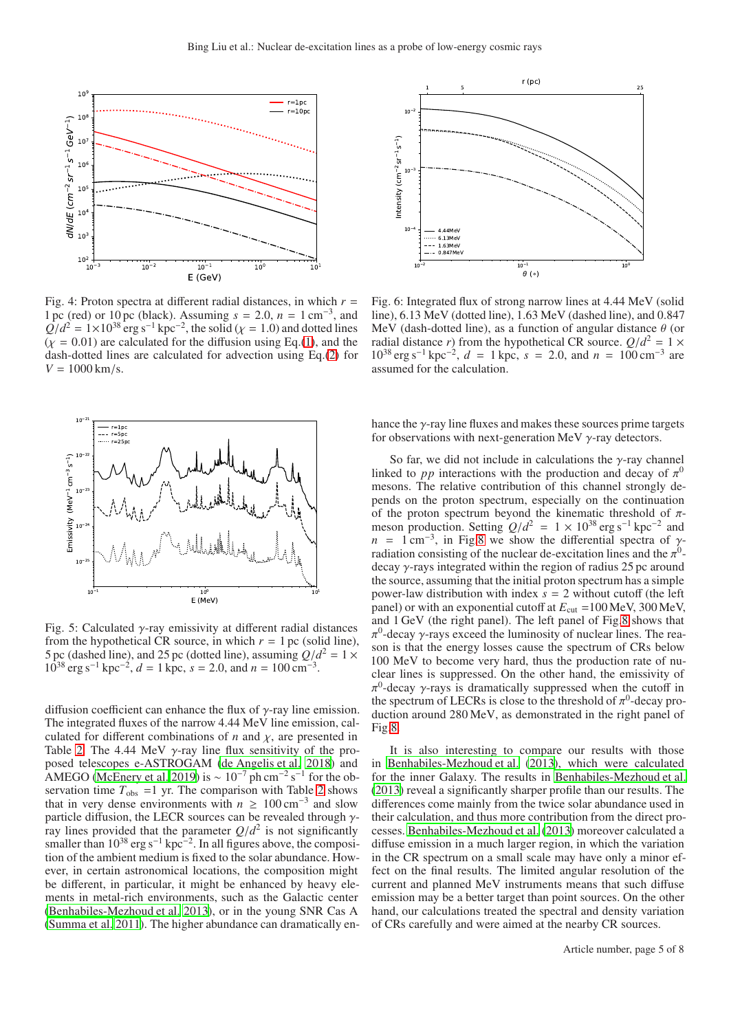Fig. 4: Proton spectra at different radial distances, in which $r = 1\,\mathrm{pc}$ (red) or $10\,\mathrm{pc}$ (black). Assuming $s = 2.0$, $n = 1\,\mathrm{cm}^{-3}$, and $Q/d^2 = 1{\times}10^{38}\,\mathrm{erg\,s^{-1}\,kpc^{-2}}$, the solid ($\chi = 1.0$) and dotted lines ($\chi = 0.01$) are calculated for the diffusion using Eq.(1), and the dash-dotted lines are calculated for advection using Eq.(2) for $V = 1000\,\mathrm{km/s}$.

Fig. 6: Integrated flux of strong narrow lines at 4.44 MeV (solid line), 6.13 MeV (dotted line), 1.63 MeV (dashed line), and 0.847 MeV (dash-dotted line), as a function of angular distance $\theta$ (or radial distance $r$) from the hypothetical CR source. $Q/d^2 = 1 \times 10^{38}\,\mathrm{erg\,s^{-1}\,kpc^{-2}}$, $d = 1\,\mathrm{kpc}$, $s = 2.0$, and $n = 100\,\mathrm{cm}^{-3}$ are assumed for the calculation.

Fig. 5: Calculated $\gamma$-ray emissivity at different radial distances from the hypothetical CR source, in which $r = 1\,\mathrm{pc}$ (solid line), $5\,\mathrm{pc}$ (dashed line), and $25\,\mathrm{pc}$ (dotted line), assuming $Q/d^2 = 1 \times 10^{38}\,\mathrm{erg\,s^{-1}\,kpc^{-2}}$, $d = 1\,\mathrm{kpc}$, $s = 2.0$, and $n = 100\,\mathrm{cm}^{-3}$.

diffusion coefficient can enhance the flux of $\gamma$-ray line emission. The integrated fluxes of the narrow 4.44 MeV line emission, calculated for different combinations of $n$ and $\chi$, are presented in Table 2. The 4.44 MeV $\gamma$-ray line flux sensitivity of the proposed telescopes e-ASTROGAM (de Angelis et al. 2018) and AMEGO (McEnery et al. 2019) is $\sim 10^{-7}\,\mathrm{ph\,cm^{-2}\,s^{-1}}$ for the observation time $T_{\mathrm{obs}} = 1$ yr. The comparison with Table 2 shows that in very dense environments with $n \geq 100\,\mathrm{cm}^{-3}$ and slow particle diffusion, the LECR sources can be revealed through $\gamma$-ray lines provided that the parameter $Q/d^2$ is not significantly smaller than $10^{38}\,\mathrm{erg\,s^{-1}\,kpc^{-2}}$. In all figures above, the composition of the ambient medium is fixed to the solar abundance. However, in certain astronomical locations, the composition might be different, in particular, it might be enhanced by heavy elements in metal-rich environments, such as the Galactic center (Benhabiles-Mezhoud et al. 2013), or in the young SNR Cas A (Summa et al. 2011). The higher abundance can dramatically enhance the $\gamma$-ray line fluxes and makes these sources prime targets for observations with next-generation MeV $\gamma$-ray detectors.

So far, we did not include in calculations the $\gamma$-ray channel linked to $pp$ interactions with the production and decay of $\pi^0$ mesons. The relative contribution of this channel strongly depends on the proton spectrum, especially on the continuation of the proton spectrum beyond the kinematic threshold of $\pi$-meson production. Setting $Q/d^2 = 1 \times 10^{38}\,\mathrm{erg\,s^{-1}\,kpc^{-2}}$ and $n = 1\,\mathrm{cm}^{-3}$, in Fig 8 we show the differential spectra of $\gamma$-radiation consisting of the nuclear de-excitation lines and the $\pi^0$-decay $\gamma$-rays integrated within the region of radius 25 pc around the source, assuming that the initial proton spectrum has a simple power-law distribution with index $s = 2$ without cutoff (the left panel) or with an exponential cutoff at $E_{\mathrm{cut}} = 100\,\mathrm{MeV}$, 300 MeV, and 1 GeV (the right panel). The left panel of Fig 8 shows that $\pi^0$-decay $\gamma$-rays exceed the luminosity of nuclear lines. The reason is that the energy losses cause the spectrum of CRs below 100 MeV to become very hard, thus the production rate of nuclear lines is suppressed. On the other hand, the emissivity of $\pi^0$-decay $\gamma$-rays is dramatically suppressed when the cutoff in the spectrum of LECRs is close to the threshold of $\pi^0$-decay production around 280 MeV, as demonstrated in the right panel of Fig 8.

It is also interesting to compare our results with those in Benhabiles-Mezhoud et al. (2013), which were calculated for the inner Galaxy. The results in Benhabiles-Mezhoud et al. (2013) reveal a significantly sharper profile than our results. The differences come mainly from the twice solar abundance used in their calculation, and thus more contribution from the direct processes. Benhabiles-Mezhoud et al. (2013) moreover calculated a diffuse emission in a much larger region, in which the variation in the CR spectrum on a small scale may have only a minor effect on the final results. The limited angular resolution of the current and planned MeV instruments means that such diffuse emission may be a better target than point sources. On the other hand, our calculations treated the spectral and density variation of CRs carefully and were aimed at the nearby CR sources.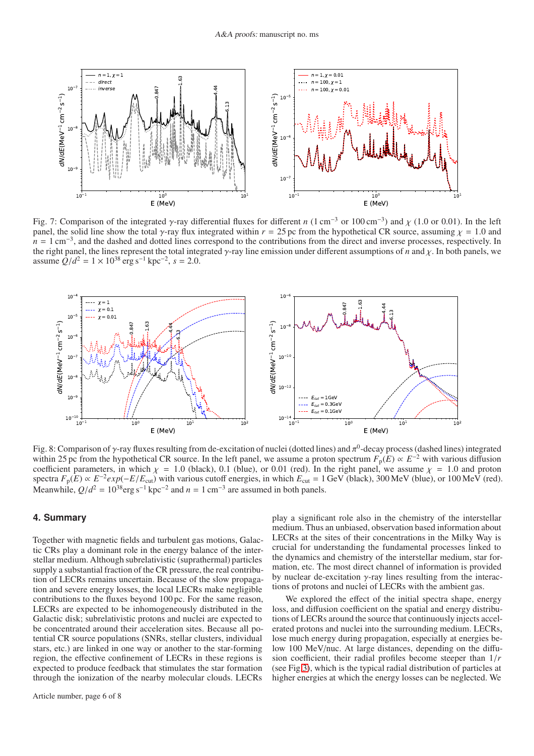Fig. 7: Comparison of the integrated $\gamma$-ray differential fluxes for different $n$ ($1\,\mathrm{cm}^{-3}$ or $100\,\mathrm{cm}^{-3}$) and $\chi$ (1.0 or 0.01). In the left panel, the solid line show the total $\gamma$-ray flux integrated within $r = 25$ pc from the hypothetical CR source, assuming $\chi = 1.0$ and $n = 1\,\mathrm{cm}^{-3}$, and the dashed and dotted lines correspond to the contributions from the direct and inverse processes, respectively. In the right panel, the lines represent the total integrated $\gamma$-ray line emission under different assumptions of $n$ and $\chi$. In both panels, we assume $Q/d^2 = 1 \times 10^{38}\,\mathrm{erg\,s^{-1}\,kpc^{-2}}$, $s = 2.0$.

Fig. 8: Comparison of $\gamma$-ray fluxes resulting from de-excitation of nuclei (dotted lines) and $\pi^0$-decay process (dashed lines) integrated within 25 pc from the hypothetical CR source. In the left panel, we assume a proton spectrum $F_\mathrm{p}(E) \propto E^{-2}$ with various diffusion coefficient parameters, in which $\chi = 1.0$ (black), 0.1 (blue), or 0.01 (red). In the right panel, we assume $\chi = 1.0$ and proton spectra $F_\mathrm{p}(E) \propto E^{-2}exp(-E/E_\mathrm{cut})$ with various cutoff energies, in which $E_\mathrm{cut} = 1$ GeV (black), 300 MeV (blue), or 100 MeV (red). Meanwhile, $Q/d^2 = 10^{38}\mathrm{erg\,s^{-1}\,kpc^{-2}}$ and $n = 1\,\mathrm{cm}^{-3}$ are assumed in both panels.

## 4. Summary

Together with magnetic fields and turbulent gas motions, Galactic CRs play a dominant role in the energy balance of the interstellar medium. Although subrelativistic (suprathermal) particles supply a substantial fraction of the CR pressure, the real contribution of LECRs remains uncertain. Because of the slow propagation and severe energy losses, the local LECRs make negligible contributions to the fluxes beyond 100 pc. For the same reason, LECRs are expected to be inhomogeneously distributed in the Galactic disk; subrelativistic protons and nuclei are expected to be concentrated around their acceleration sites. Because all potential CR source populations (SNRs, stellar clusters, individual stars, etc.) are linked in one way or another to the star-forming region, the effective confinement of LECRs in these regions is expected to produce feedback that stimulates the star formation through the ionization of the nearby molecular clouds. LECRs play a significant role also in the chemistry of the interstellar medium. Thus an unbiased, observation based information about LECRs at the sites of their concentrations in the Milky Way is crucial for understanding the fundamental processes linked to the dynamics and chemistry of the interstellar medium, star formation, etc. The most direct channel of information is provided by nuclear de-excitation $\gamma$-ray lines resulting from the interactions of protons and nuclei of LECRs with the ambient gas.

We explored the effect of the initial spectra shape, energy loss, and diffusion coefficient on the spatial and energy distributions of LECRs around the source that continuously injects accelerated protons and nuclei into the surrounding medium. LECRs, lose much energy during propagation, especially at energies below 100 MeV/nuc. At large distances, depending on the diffusion coefficient, their radial profiles become steeper than $1/r$ (see Fig 3), which is the typical radial distribution of particles at higher energies at which the energy losses can be neglected. We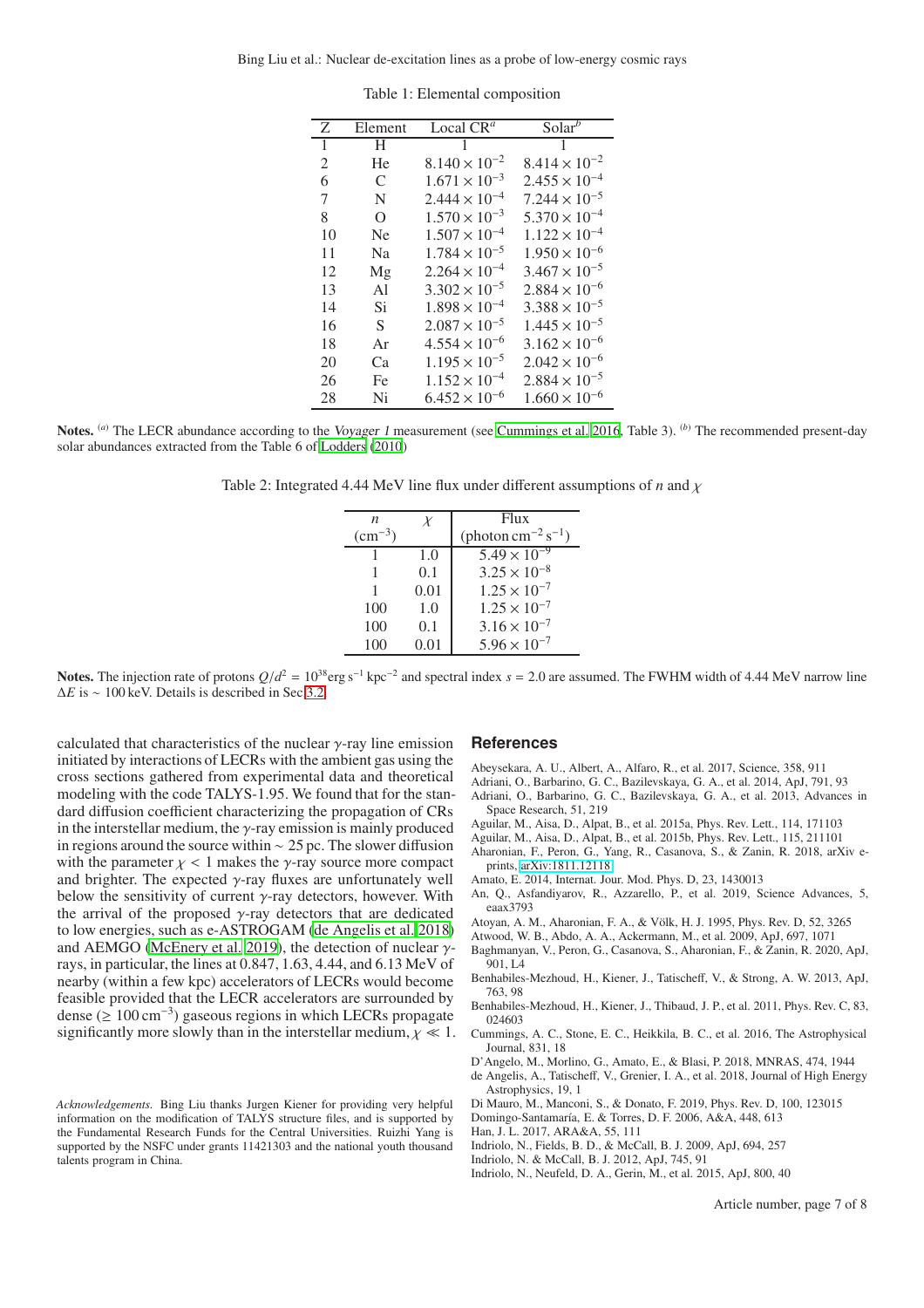Table 1: Elemental composition

| Z | Element | Local CR[a] | Solar[b] |
|---|---|---|---|
| 1 | H | 1 | 1 |
| 2 | He | $8.140 \times 10^{-2}$ | $8.414 \times 10^{-2}$ |
| 6 | C | $1.671 \times 10^{-3}$ | $2.455 \times 10^{-4}$ |
| 7 | N | $2.444 \times 10^{-4}$ | $7.244 \times 10^{-5}$ |
| 8 | O | $1.570 \times 10^{-3}$ | $5.370 \times 10^{-4}$ |
| 10 | Ne | $1.507 \times 10^{-4}$ | $1.122 \times 10^{-4}$ |
| 11 | Na | $1.784 \times 10^{-5}$ | $1.950 \times 10^{-6}$ |
| 12 | Mg | $2.264 \times 10^{-4}$ | $3.467 \times 10^{-5}$ |
| 13 | Al | $3.302 \times 10^{-5}$ | $2.884 \times 10^{-6}$ |
| 14 | Si | $1.898 \times 10^{-4}$ | $3.388 \times 10^{-5}$ |
| 16 | S | $2.087 \times 10^{-5}$ | $1.445 \times 10^{-5}$ |
| 18 | Ar | $4.554 \times 10^{-6}$ | $3.162 \times 10^{-6}$ |
| 20 | Ca | $1.195 \times 10^{-5}$ | $2.042 \times 10^{-6}$ |
| 26 | Fe | $1.152 \times 10^{-4}$ | $2.884 \times 10^{-5}$ |
| 28 | Ni | $6.452 \times 10^{-6}$ | $1.660 \times 10^{-6}$ |

**Notes.** [a] The LECR abundance according to the *Voyager 1* measurement (see Cummings et al. 2016, Table 3). [b] The recommended present-day solar abundances extracted from the Table 6 of Lodders (2010)

Table 2: Integrated 4.44 MeV line flux under different assumptions of $n$ and $\chi$

| $n$ ($\mathrm{cm^{-3}}$) | $\chi$ | Flux ($\mathrm{photon\,cm^{-2}\,s^{-1}}$) |
|---|---|---|
| 1 | 1.0 | $5.49 \times 10^{-9}$ |
| 1 | 0.1 | $3.25 \times 10^{-8}$ |
| 1 | 0.01 | $1.25 \times 10^{-7}$ |
| 100 | 1.0 | $1.25 \times 10^{-7}$ |
| 100 | 0.1 | $3.16 \times 10^{-7}$ |
| 100 | 0.01 | $5.96 \times 10^{-7}$ |

**Notes.** The injection rate of protons $Q/d^2 = 10^{38}\mathrm{erg\,s^{-1}\,kpc^{-2}}$ and spectral index $s = 2.0$ are assumed. The FWHM width of 4.44 MeV narrow line $\Delta E$ is $\sim$ 100 keV. Details is described in Sec 3.2.

calculated that characteristics of the nuclear $\gamma$-ray line emission initiated by interactions of LECRs with the ambient gas using the cross sections gathered from experimental data and theoretical modeling with the code TALYS-1.95. We found that for the standard diffusion coefficient characterizing the propagation of CRs in the interstellar medium, the $\gamma$-ray emission is mainly produced in regions around the source within $\sim 25$ pc. The slower diffusion with the parameter $\chi < 1$ makes the $\gamma$-ray source more compact and brighter. The expected $\gamma$-ray fluxes are unfortunately well below the sensitivity of current $\gamma$-ray detectors, however. With the arrival of the proposed $\gamma$-ray detectors that are dedicated to low energies, such as e-ASTROGAM (de Angelis et al. 2018) and AEMGO (McEnery et al. 2019), the detection of nuclear $\gamma$-rays, in particular, the lines at 0.847, 1.63, 4.44, and 6.13 MeV of nearby (within a few kpc) accelerators of LECRs would become feasible provided that the LECR accelerators are surrounded by dense ($\geq 100\,\mathrm{cm^{-3}}$) gaseous regions in which LECRs propagate significantly more slowly than in the interstellar medium, $\chi \ll 1$.

*Acknowledgements.* Bing Liu thanks Jurgen Kiener for providing very helpful information on the modification of TALYS structure files, and is supported by the Fundamental Research Funds for the Central Universities. Ruizhi Yang is supported by the NSFC under grants 11421303 and the national youth thousand talents program in China.

## References

- Abeysekara, A. U., Albert, A., Alfaro, R., et al. 2017, Science, 358, 911
- Adriani, O., Barbarino, G. C., Bazilevskaya, G. A., et al. 2014, ApJ, 791, 93
- Adriani, O., Barbarino, G. C., Bazilevskaya, G. A., et al. 2013, Advances in Space Research, 51, 219
- Aguilar, M., Aisa, D., Alpat, B., et al. 2015a, Phys. Rev. Lett., 114, 171103
- Aguilar, M., Aisa, D., Alpat, B., et al. 2015b, Phys. Rev. Lett., 115, 211101
- Aharonian, F., Peron, G., Yang, R., Casanova, S., & Zanin, R. 2018, arXiv e-prints, arXiv:1811.12118
- Amato, E. 2014, Internat. Jour. Mod. Phys. D, 23, 1430013
- An, Q., Asfandiyarov, R., Azzarello, P., et al. 2019, Science Advances, 5, eaax3793
- Atoyan, A. M., Aharonian, F. A., & Völk, H. J. 1995, Phys. Rev. D, 52, 3265
- Atwood, W. B., Abdo, A. A., Ackermann, M., et al. 2009, ApJ, 697, 1071
- Baghmanyan, V., Peron, G., Casanova, S., Aharonian, F., & Zanin, R. 2020, ApJ, 901, L4
- Benhabiles-Mezhoud, H., Kiener, J., Tatischeff, V., & Strong, A. W. 2013, ApJ, 763, 98
- Benhabiles-Mezhoud, H., Kiener, J., Thibaud, J. P., et al. 2011, Phys. Rev. C, 83, 024603
- Cummings, A. C., Stone, E. C., Heikkila, B. C., et al. 2016, The Astrophysical Journal, 831, 18
- D'Angelo, M., Morlino, G., Amato, E., & Blasi, P. 2018, MNRAS, 474, 1944
- de Angelis, A., Tatischeff, V., Grenier, I. A., et al. 2018, Journal of High Energy Astrophysics, 19, 1
- Di Mauro, M., Manconi, S., & Donato, F. 2019, Phys. Rev. D, 100, 123015
- Domingo-Santamaría, E. & Torres, D. F. 2006, A&A, 448, 613
- Han, J. L. 2017, ARA&A, 55, 111
- Indriolo, N., Fields, B. D., & McCall, B. J. 2009, ApJ, 694, 257
- Indriolo, N. & McCall, B. J. 2012, ApJ, 745, 91
- Indriolo, N., Neufeld, D. A., Gerin, M., et al. 2015, ApJ, 800, 40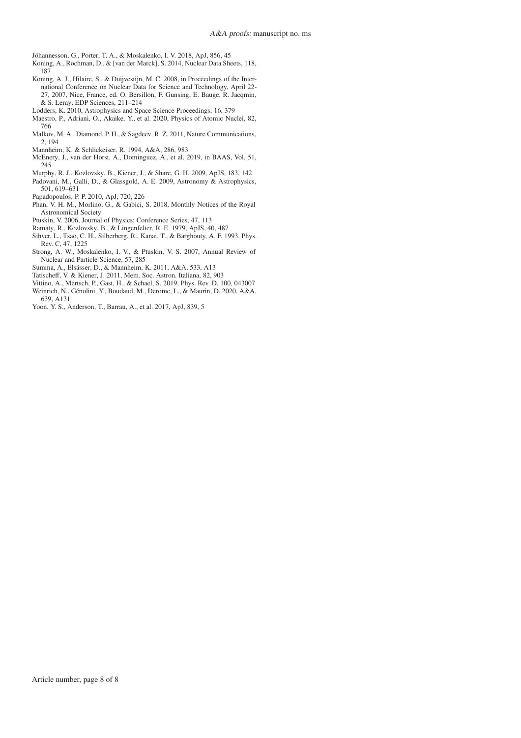Jóhannesson, G., Porter, T. A., & Moskalenko, I. V. 2018, ApJ, 856, 45

Koning, A., Rochman, D., & [van der Marck], S. 2014, Nuclear Data Sheets, 118, 187

Koning, A. J., Hilaire, S., & Duijvestijn, M. C. 2008, in Proceedings of the International Conference on Nuclear Data for Science and Technology, April 22-27, 2007, Nice, France, ed. O. Bersillon, F. Gunsing, E. Bauge, R. Jacqmin, & S. Leray, EDP Sciences, 211–214

Lodders, K. 2010, Astrophysics and Space Science Proceedings, 16, 379

Maestro, P., Adriani, O., Akaike, Y., et al. 2020, Physics of Atomic Nuclei, 82, 766

Malkov, M. A., Diamond, P. H., & Sagdeev, R. Z. 2011, Nature Communications, 2, 194

Mannheim, K. & Schlickeiser, R. 1994, A&A, 286, 983

McEnery, J., van der Horst, A., Dominguez, A., et al. 2019, in BAAS, Vol. 51, 245

Murphy, R. J., Kozlovsky, B., Kiener, J., & Share, G. H. 2009, ApJS, 183, 142

Padovani, M., Galli, D., & Glassgold, A. E. 2009, Astronomy & Astrophysics, 501, 619–631

Papadopoulos, P. P. 2010, ApJ, 720, 226

Phan, V. H. M., Morlino, G., & Gabici, S. 2018, Monthly Notices of the Royal Astronomical Society

Ptuskin, V. 2006, Journal of Physics: Conference Series, 47, 113

Ramaty, R., Kozlovsky, B., & Lingenfelter, R. E. 1979, ApJS, 40, 487

Sihver, L., Tsao, C. H., Silberberg, R., Kanai, T., & Barghouty, A. F. 1993, Phys. Rev. C, 47, 1225

Strong, A. W., Moskalenko, I. V., & Ptuskin, V. S. 2007, Annual Review of Nuclear and Particle Science, 57, 285

Summa, A., Elsässer, D., & Mannheim, K. 2011, A&A, 533, A13

Tatischeff, V. & Kiener, J. 2011, Mem. Soc. Astron. Italiana, 82, 903

Vittino, A., Mertsch, P., Gast, H., & Schael, S. 2019, Phys. Rev. D, 100, 043007

Weinrich, N., Génolini, Y., Boudaud, M., Derome, L., & Maurin, D. 2020, A&A, 639, A131

Yoon, Y. S., Anderson, T., Barrau, A., et al. 2017, ApJ, 839, 5